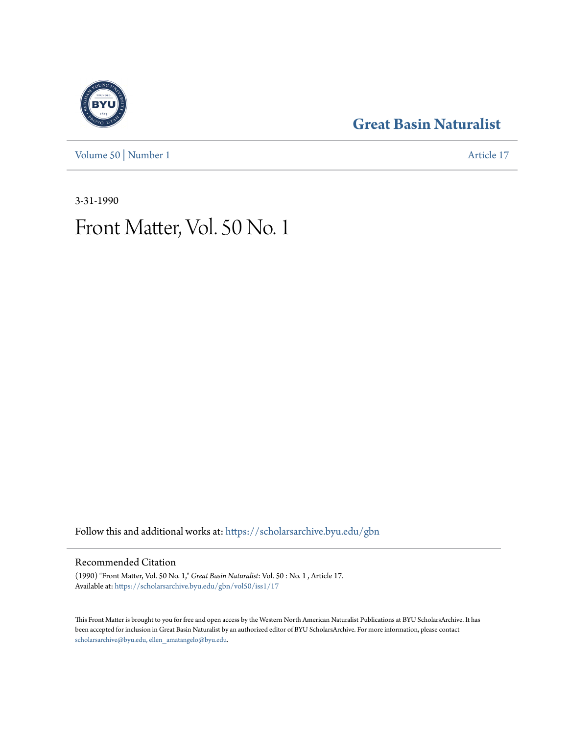# Great Basin Naturalist

Volume 50 | Number 1 Article 17

3-31-1990

# Front Matter, Vol. 50 No. 1

Follow this and additional works at: https://scholarsarchive.byu.edu/gbn

## Recommended Citation

(1990) "Front Matter, Vol. 50 No. 1," *Great Basin Naturalist*: Vol. 50 : No. 1 , Article 17.
Available at: https://scholarsarchive.byu.edu/gbn/vol50/iss1/17

This Front Matter is brought to you for free and open access by the Western North American Naturalist Publications at BYU ScholarsArchive. It has been accepted for inclusion in Great Basin Naturalist by an authorized editor of BYU ScholarsArchive. For more information, please contact scholarsarchive@byu.edu, ellen_amatangelo@byu.edu.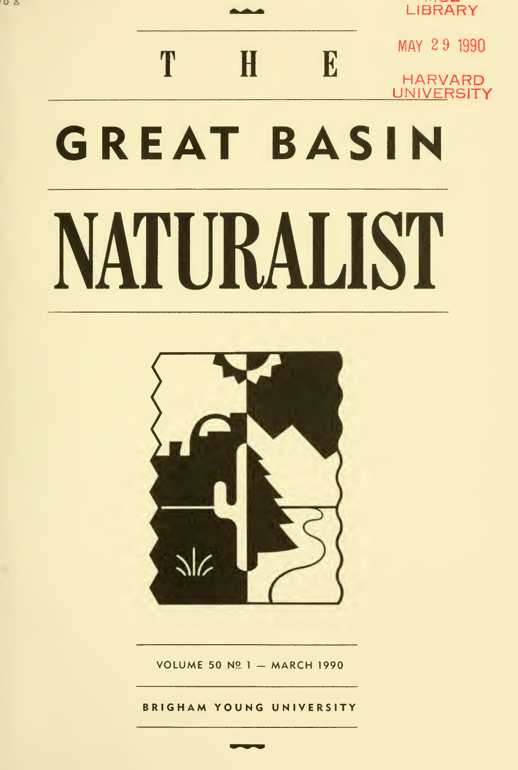LIBRARY

MAY 29 1990

HARVARD UNIVERSITY

# THE GREAT BASIN NATURALIST

VOLUME 50 № 1 — MARCH 1990

BRIGHAM YOUNG UNIVERSITY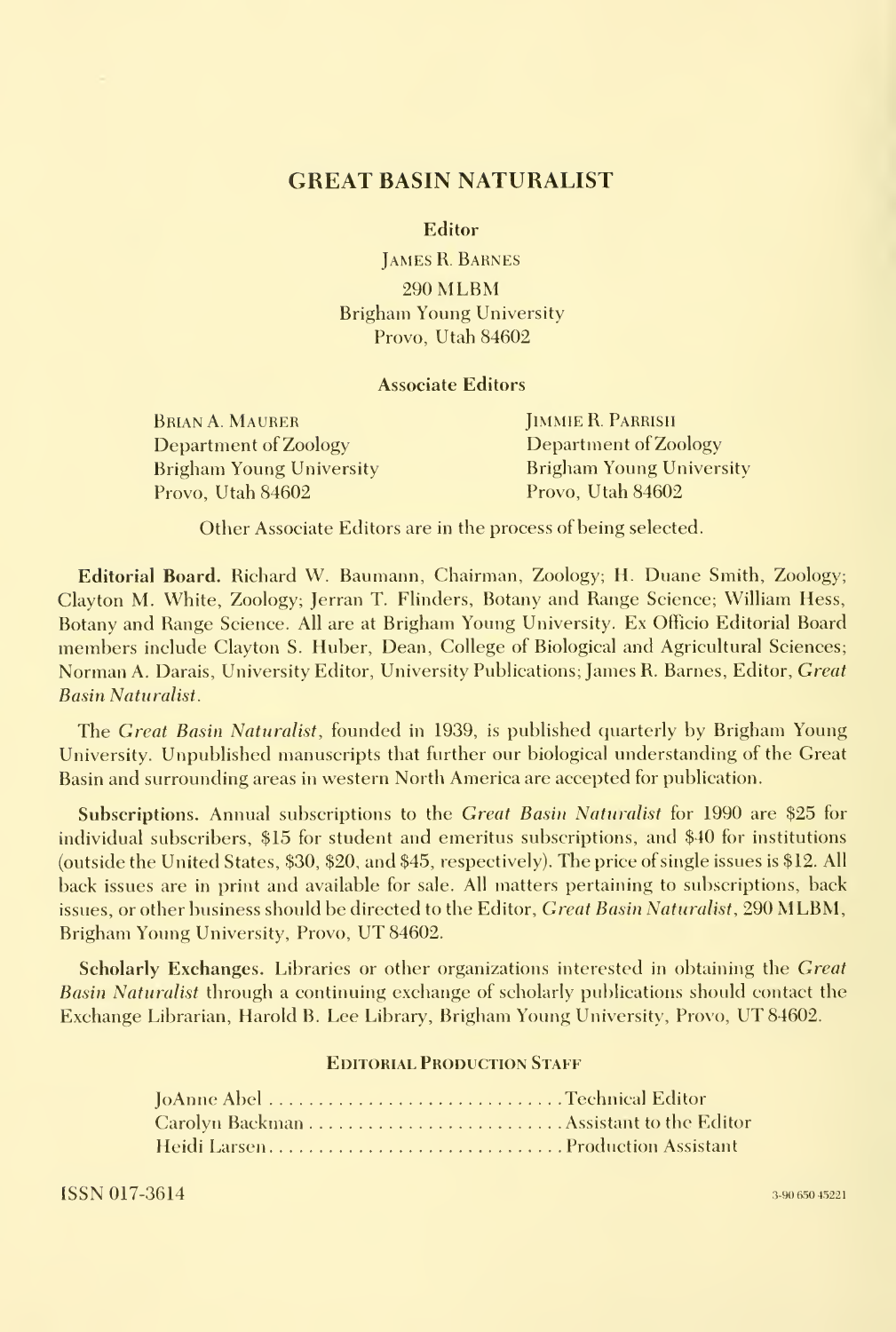# GREAT BASIN NATURALIST

**Editor**

JAMES R. BARNES
290 MLBM
Brigham Young University
Provo, Utah 84602

**Associate Editors**

BRIAN A. MAURER
Department of Zoology
Brigham Young University
Provo, Utah 84602

JIMMIE R. PARRISH
Department of Zoology
Brigham Young University
Provo, Utah 84602

Other Associate Editors are in the process of being selected.

**Editorial Board.** Richard W. Baumann, Chairman, Zoology; H. Duane Smith, Zoology; Clayton M. White, Zoology; Jerran T. Flinders, Botany and Range Science; William Hess, Botany and Range Science. All are at Brigham Young University. Ex Officio Editorial Board members include Clayton S. Huber, Dean, College of Biological and Agricultural Sciences; Norman A. Darais, University Editor, University Publications; James R. Barnes, Editor, *Great Basin Naturalist*.

The *Great Basin Naturalist*, founded in 1939, is published quarterly by Brigham Young University. Unpublished manuscripts that further our biological understanding of the Great Basin and surrounding areas in western North America are accepted for publication.

**Subscriptions.** Annual subscriptions to the *Great Basin Naturalist* for 1990 are $25 for individual subscribers, $15 for student and emeritus subscriptions, and $40 for institutions (outside the United States, $30, $20, and $45, respectively). The price of single issues is $12. All back issues are in print and available for sale. All matters pertaining to subscriptions, back issues, or other business should be directed to the Editor, *Great Basin Naturalist*, 290 MLBM, Brigham Young University, Provo, UT 84602.

**Scholarly Exchanges.** Libraries or other organizations interested in obtaining the *Great Basin Naturalist* through a continuing exchange of scholarly publications should contact the Exchange Librarian, Harold B. Lee Library, Brigham Young University, Provo, UT 84602.

**EDITORIAL PRODUCTION STAFF**

JoAnne Abel . . . . . . . . . . . . . . . . . . . . . . . . . . . . . . Technical Editor
Carolyn Backman . . . . . . . . . . . . . . . . . . . . . . . . . . Assistant to the Editor
Heidi Larsen . . . . . . . . . . . . . . . . . . . . . . . . . . . . . . Production Assistant

ISSN 017-3614

3-90 650 45221